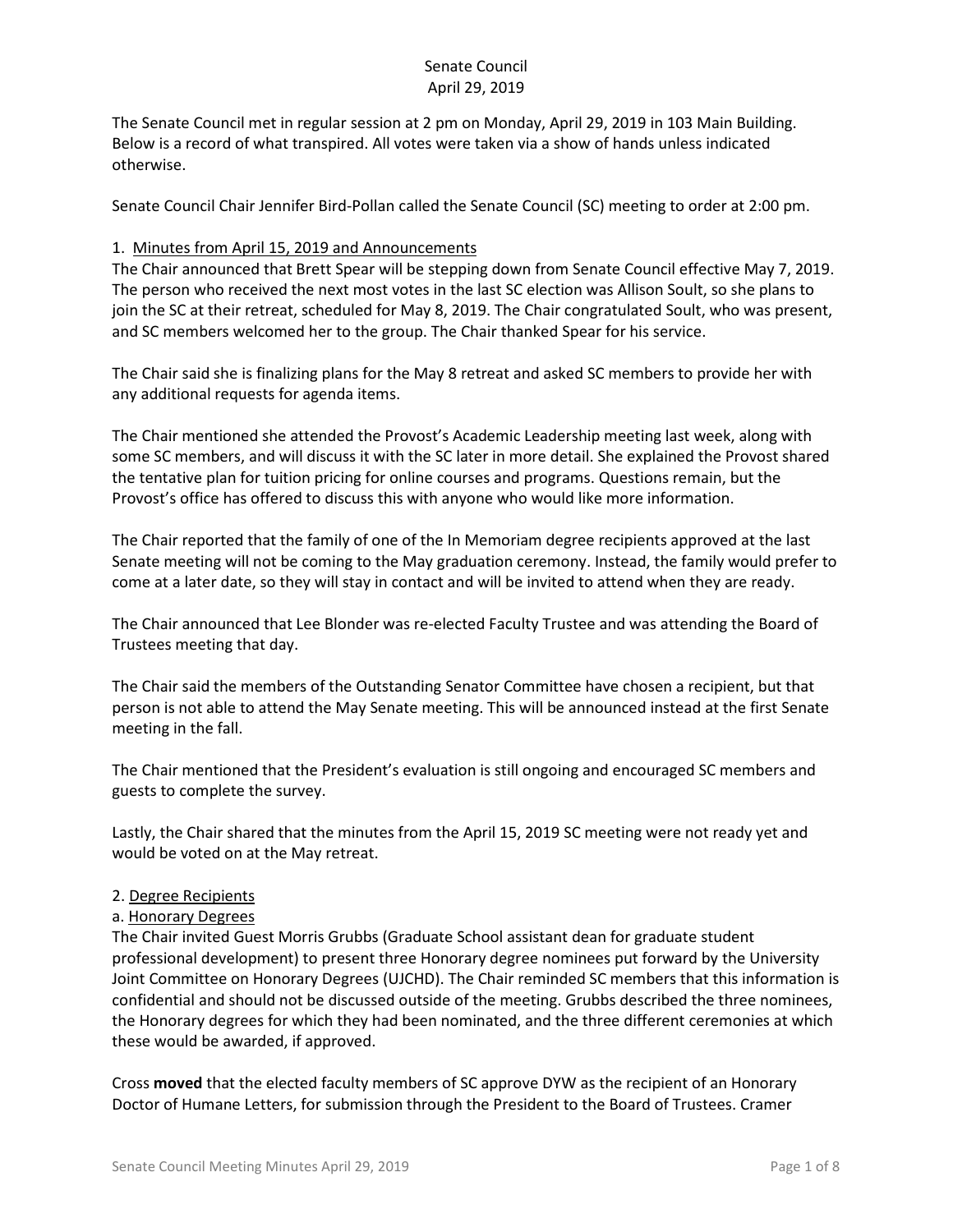# Senate Council
## April 29, 2019

The Senate Council met in regular session at 2 pm on Monday, April 29, 2019 in 103 Main Building. Below is a record of what transpired. All votes were taken via a show of hands unless indicated otherwise.

Senate Council Chair Jennifer Bird-Pollan called the Senate Council (SC) meeting to order at 2:00 pm.

1. <u>Minutes from April 15, 2019 and Announcements</u>

The Chair announced that Brett Spear will be stepping down from Senate Council effective May 7, 2019. The person who received the next most votes in the last SC election was Allison Soult, so she plans to join the SC at their retreat, scheduled for May 8, 2019. The Chair congratulated Soult, who was present, and SC members welcomed her to the group. The Chair thanked Spear for his service.

The Chair said she is finalizing plans for the May 8 retreat and asked SC members to provide her with any additional requests for agenda items.

The Chair mentioned she attended the Provost's Academic Leadership meeting last week, along with some SC members, and will discuss it with the SC later in more detail. She explained the Provost shared the tentative plan for tuition pricing for online courses and programs. Questions remain, but the Provost's office has offered to discuss this with anyone who would like more information.

The Chair reported that the family of one of the In Memoriam degree recipients approved at the last Senate meeting will not be coming to the May graduation ceremony. Instead, the family would prefer to come at a later date, so they will stay in contact and will be invited to attend when they are ready.

The Chair announced that Lee Blonder was re-elected Faculty Trustee and was attending the Board of Trustees meeting that day.

The Chair said the members of the Outstanding Senator Committee have chosen a recipient, but that person is not able to attend the May Senate meeting. This will be announced instead at the first Senate meeting in the fall.

The Chair mentioned that the President's evaluation is still ongoing and encouraged SC members and guests to complete the survey.

Lastly, the Chair shared that the minutes from the April 15, 2019 SC meeting were not ready yet and would be voted on at the May retreat.

2. <u>Degree Recipients</u>

a. <u>Honorary Degrees</u>

The Chair invited Guest Morris Grubbs (Graduate School assistant dean for graduate student professional development) to present three Honorary degree nominees put forward by the University Joint Committee on Honorary Degrees (UJCHD). The Chair reminded SC members that this information is confidential and should not be discussed outside of the meeting. Grubbs described the three nominees, the Honorary degrees for which they had been nominated, and the three different ceremonies at which these would be awarded, if approved.

Cross **moved** that the elected faculty members of SC approve DYW as the recipient of an Honorary Doctor of Humane Letters, for submission through the President to the Board of Trustees. Cramer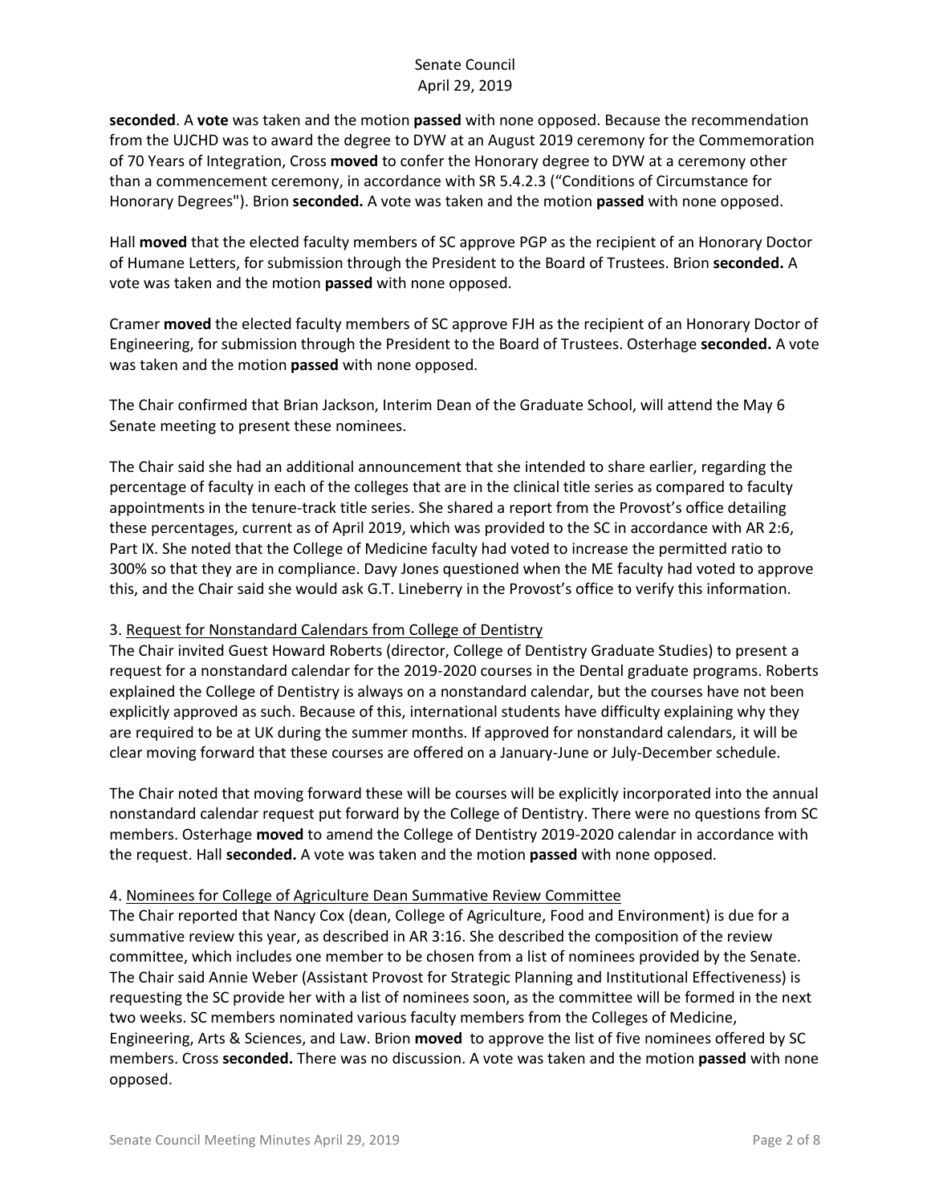**seconded**. A **vote** was taken and the motion **passed** with none opposed. Because the recommendation from the UJCHD was to award the degree to DYW at an August 2019 ceremony for the Commemoration of 70 Years of Integration, Cross **moved** to confer the Honorary degree to DYW at a ceremony other than a commencement ceremony, in accordance with SR 5.4.2.3 ("Conditions of Circumstance for Honorary Degrees"). Brion **seconded.** A vote was taken and the motion **passed** with none opposed.

Hall **moved** that the elected faculty members of SC approve PGP as the recipient of an Honorary Doctor of Humane Letters, for submission through the President to the Board of Trustees. Brion **seconded.** A vote was taken and the motion **passed** with none opposed.

Cramer **moved** the elected faculty members of SC approve FJH as the recipient of an Honorary Doctor of Engineering, for submission through the President to the Board of Trustees. Osterhage **seconded.** A vote was taken and the motion **passed** with none opposed.

The Chair confirmed that Brian Jackson, Interim Dean of the Graduate School, will attend the May 6 Senate meeting to present these nominees.

The Chair said she had an additional announcement that she intended to share earlier, regarding the percentage of faculty in each of the colleges that are in the clinical title series as compared to faculty appointments in the tenure-track title series. She shared a report from the Provost's office detailing these percentages, current as of April 2019, which was provided to the SC in accordance with AR 2:6, Part IX. She noted that the College of Medicine faculty had voted to increase the permitted ratio to 300% so that they are in compliance. Davy Jones questioned when the ME faculty had voted to approve this, and the Chair said she would ask G.T. Lineberry in the Provost's office to verify this information.

3. Request for Nonstandard Calendars from College of Dentistry

The Chair invited Guest Howard Roberts (director, College of Dentistry Graduate Studies) to present a request for a nonstandard calendar for the 2019-2020 courses in the Dental graduate programs. Roberts explained the College of Dentistry is always on a nonstandard calendar, but the courses have not been explicitly approved as such. Because of this, international students have difficulty explaining why they are required to be at UK during the summer months. If approved for nonstandard calendars, it will be clear moving forward that these courses are offered on a January-June or July-December schedule.

The Chair noted that moving forward these will be courses will be explicitly incorporated into the annual nonstandard calendar request put forward by the College of Dentistry. There were no questions from SC members. Osterhage **moved** to amend the College of Dentistry 2019-2020 calendar in accordance with the request. Hall **seconded.** A vote was taken and the motion **passed** with none opposed.

4. Nominees for College of Agriculture Dean Summative Review Committee

The Chair reported that Nancy Cox (dean, College of Agriculture, Food and Environment) is due for a summative review this year, as described in AR 3:16. She described the composition of the review committee, which includes one member to be chosen from a list of nominees provided by the Senate. The Chair said Annie Weber (Assistant Provost for Strategic Planning and Institutional Effectiveness) is requesting the SC provide her with a list of nominees soon, as the committee will be formed in the next two weeks. SC members nominated various faculty members from the Colleges of Medicine, Engineering, Arts & Sciences, and Law. Brion **moved** to approve the list of five nominees offered by SC members. Cross **seconded.** There was no discussion. A vote was taken and the motion **passed** with none opposed.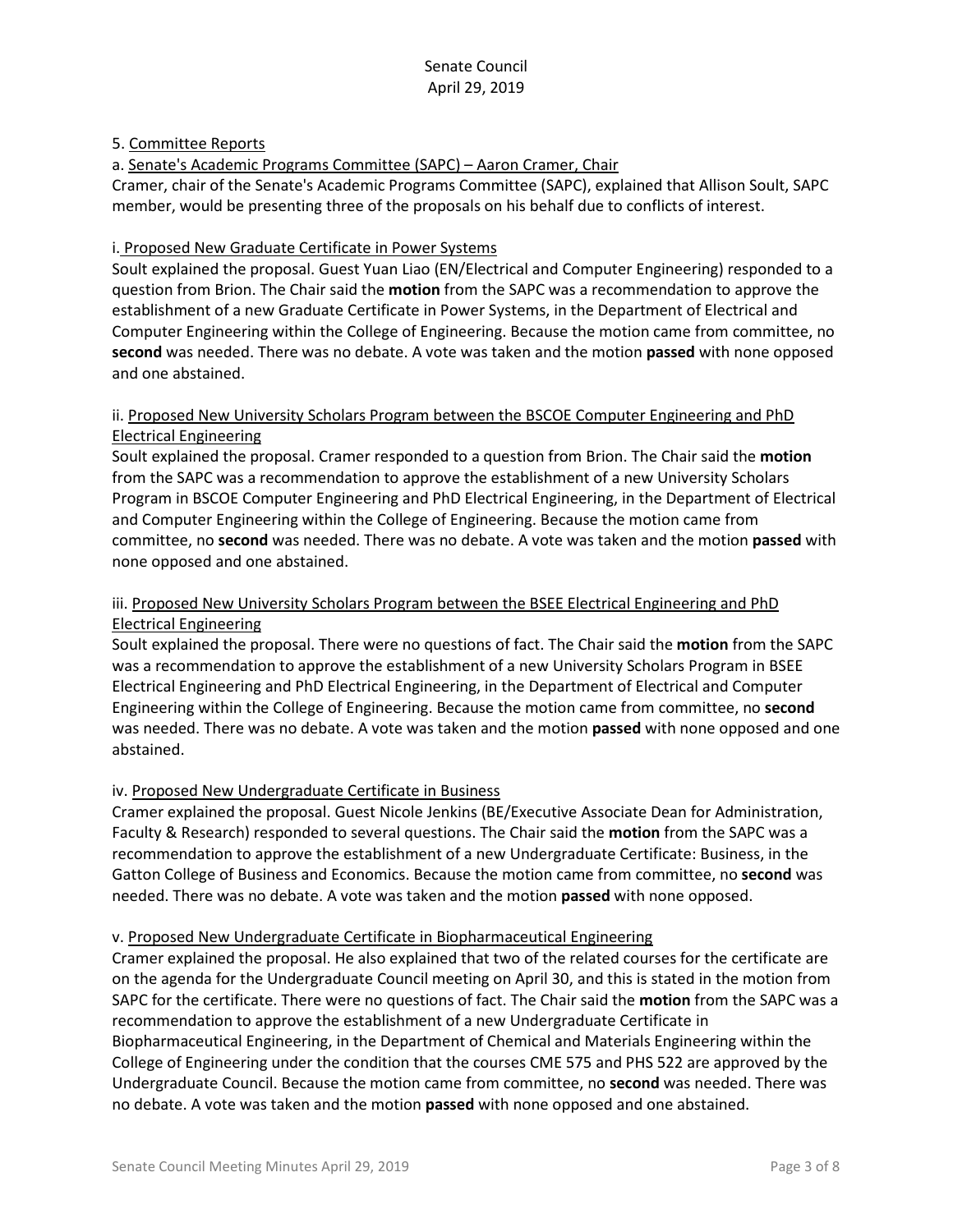5. Committee Reports

a. Senate's Academic Programs Committee (SAPC) – Aaron Cramer, Chair

Cramer, chair of the Senate's Academic Programs Committee (SAPC), explained that Allison Soult, SAPC member, would be presenting three of the proposals on his behalf due to conflicts of interest.

i. Proposed New Graduate Certificate in Power Systems

Soult explained the proposal. Guest Yuan Liao (EN/Electrical and Computer Engineering) responded to a question from Brion. The Chair said the **motion** from the SAPC was a recommendation to approve the establishment of a new Graduate Certificate in Power Systems, in the Department of Electrical and Computer Engineering within the College of Engineering. Because the motion came from committee, no **second** was needed. There was no debate. A vote was taken and the motion **passed** with none opposed and one abstained.

ii. Proposed New University Scholars Program between the BSCOE Computer Engineering and PhD Electrical Engineering

Soult explained the proposal. Cramer responded to a question from Brion. The Chair said the **motion** from the SAPC was a recommendation to approve the establishment of a new University Scholars Program in BSCOE Computer Engineering and PhD Electrical Engineering, in the Department of Electrical and Computer Engineering within the College of Engineering. Because the motion came from committee, no **second** was needed. There was no debate. A vote was taken and the motion **passed** with none opposed and one abstained.

iii. Proposed New University Scholars Program between the BSEE Electrical Engineering and PhD Electrical Engineering

Soult explained the proposal. There were no questions of fact. The Chair said the **motion** from the SAPC was a recommendation to approve the establishment of a new University Scholars Program in BSEE Electrical Engineering and PhD Electrical Engineering, in the Department of Electrical and Computer Engineering within the College of Engineering. Because the motion came from committee, no **second** was needed. There was no debate. A vote was taken and the motion **passed** with none opposed and one abstained.

iv. Proposed New Undergraduate Certificate in Business

Cramer explained the proposal. Guest Nicole Jenkins (BE/Executive Associate Dean for Administration, Faculty & Research) responded to several questions. The Chair said the **motion** from the SAPC was a recommendation to approve the establishment of a new Undergraduate Certificate: Business, in the Gatton College of Business and Economics. Because the motion came from committee, no **second** was needed. There was no debate. A vote was taken and the motion **passed** with none opposed.

v. Proposed New Undergraduate Certificate in Biopharmaceutical Engineering

Cramer explained the proposal. He also explained that two of the related courses for the certificate are on the agenda for the Undergraduate Council meeting on April 30, and this is stated in the motion from SAPC for the certificate. There were no questions of fact. The Chair said the **motion** from the SAPC was a recommendation to approve the establishment of a new Undergraduate Certificate in Biopharmaceutical Engineering, in the Department of Chemical and Materials Engineering within the College of Engineering under the condition that the courses CME 575 and PHS 522 are approved by the Undergraduate Council. Because the motion came from committee, no **second** was needed. There was no debate. A vote was taken and the motion **passed** with none opposed and one abstained.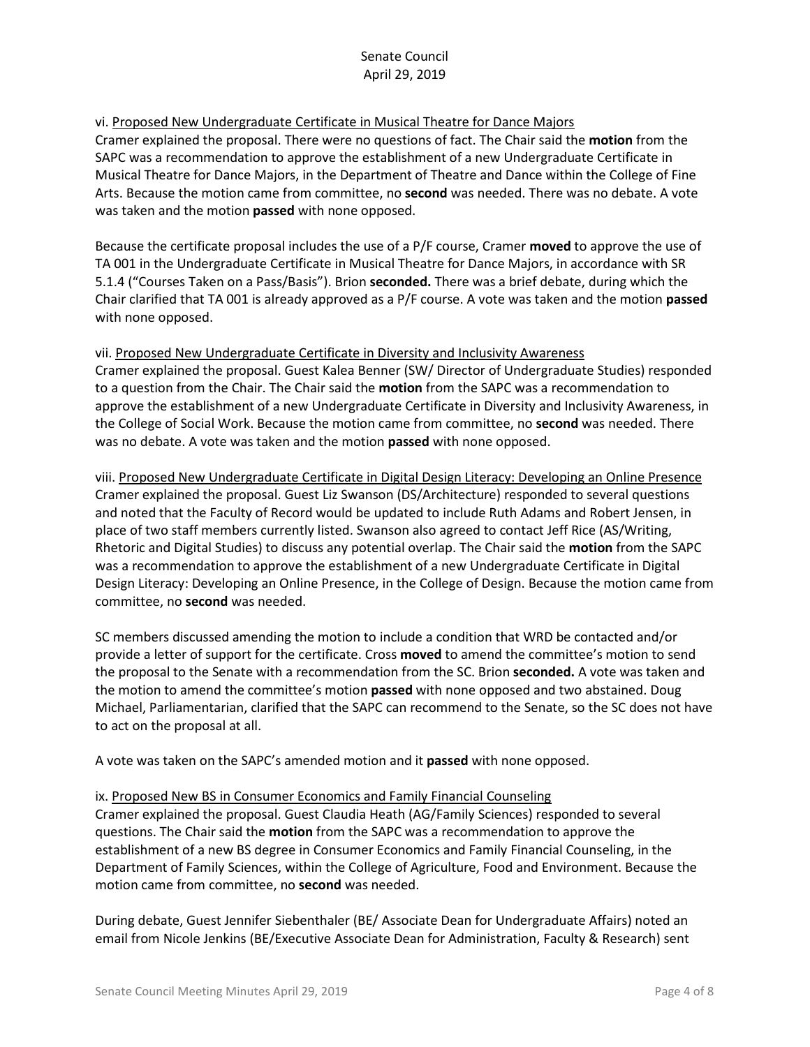vi. Proposed New Undergraduate Certificate in Musical Theatre for Dance Majors

Cramer explained the proposal. There were no questions of fact. The Chair said the **motion** from the SAPC was a recommendation to approve the establishment of a new Undergraduate Certificate in Musical Theatre for Dance Majors, in the Department of Theatre and Dance within the College of Fine Arts. Because the motion came from committee, no **second** was needed. There was no debate. A vote was taken and the motion **passed** with none opposed.

Because the certificate proposal includes the use of a P/F course, Cramer **moved** to approve the use of TA 001 in the Undergraduate Certificate in Musical Theatre for Dance Majors, in accordance with SR 5.1.4 ("Courses Taken on a Pass/Basis"). Brion **seconded.** There was a brief debate, during which the Chair clarified that TA 001 is already approved as a P/F course. A vote was taken and the motion **passed** with none opposed.

vii. Proposed New Undergraduate Certificate in Diversity and Inclusivity Awareness

Cramer explained the proposal. Guest Kalea Benner (SW/ Director of Undergraduate Studies) responded to a question from the Chair. The Chair said the **motion** from the SAPC was a recommendation to approve the establishment of a new Undergraduate Certificate in Diversity and Inclusivity Awareness, in the College of Social Work. Because the motion came from committee, no **second** was needed. There was no debate. A vote was taken and the motion **passed** with none opposed.

viii. Proposed New Undergraduate Certificate in Digital Design Literacy: Developing an Online Presence

Cramer explained the proposal. Guest Liz Swanson (DS/Architecture) responded to several questions and noted that the Faculty of Record would be updated to include Ruth Adams and Robert Jensen, in place of two staff members currently listed. Swanson also agreed to contact Jeff Rice (AS/Writing, Rhetoric and Digital Studies) to discuss any potential overlap. The Chair said the **motion** from the SAPC was a recommendation to approve the establishment of a new Undergraduate Certificate in Digital Design Literacy: Developing an Online Presence, in the College of Design. Because the motion came from committee, no **second** was needed.

SC members discussed amending the motion to include a condition that WRD be contacted and/or provide a letter of support for the certificate. Cross **moved** to amend the committee's motion to send the proposal to the Senate with a recommendation from the SC. Brion **seconded.** A vote was taken and the motion to amend the committee's motion **passed** with none opposed and two abstained. Doug Michael, Parliamentarian, clarified that the SAPC can recommend to the Senate, so the SC does not have to act on the proposal at all.

A vote was taken on the SAPC's amended motion and it **passed** with none opposed.

ix. Proposed New BS in Consumer Economics and Family Financial Counseling

Cramer explained the proposal. Guest Claudia Heath (AG/Family Sciences) responded to several questions. The Chair said the **motion** from the SAPC was a recommendation to approve the establishment of a new BS degree in Consumer Economics and Family Financial Counseling, in the Department of Family Sciences, within the College of Agriculture, Food and Environment. Because the motion came from committee, no **second** was needed.

During debate, Guest Jennifer Siebenthaler (BE/ Associate Dean for Undergraduate Affairs) noted an email from Nicole Jenkins (BE/Executive Associate Dean for Administration, Faculty & Research) sent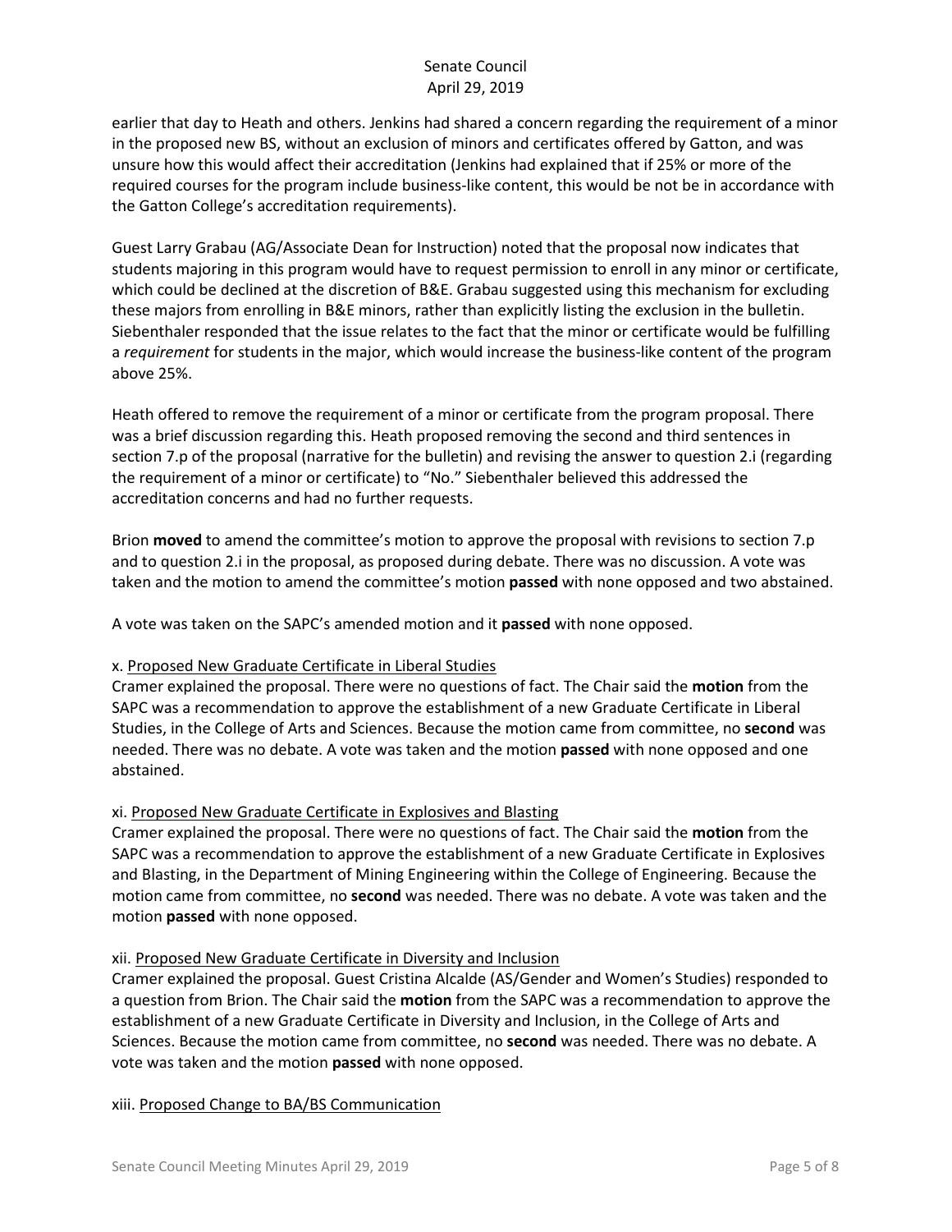earlier that day to Heath and others. Jenkins had shared a concern regarding the requirement of a minor in the proposed new BS, without an exclusion of minors and certificates offered by Gatton, and was unsure how this would affect their accreditation (Jenkins had explained that if 25% or more of the required courses for the program include business-like content, this would be not be in accordance with the Gatton College's accreditation requirements).

Guest Larry Grabau (AG/Associate Dean for Instruction) noted that the proposal now indicates that students majoring in this program would have to request permission to enroll in any minor or certificate, which could be declined at the discretion of B&E. Grabau suggested using this mechanism for excluding these majors from enrolling in B&E minors, rather than explicitly listing the exclusion in the bulletin. Siebenthaler responded that the issue relates to the fact that the minor or certificate would be fulfilling a *requirement* for students in the major, which would increase the business-like content of the program above 25%.

Heath offered to remove the requirement of a minor or certificate from the program proposal. There was a brief discussion regarding this. Heath proposed removing the second and third sentences in section 7.p of the proposal (narrative for the bulletin) and revising the answer to question 2.i (regarding the requirement of a minor or certificate) to "No." Siebenthaler believed this addressed the accreditation concerns and had no further requests.

Brion **moved** to amend the committee's motion to approve the proposal with revisions to section 7.p and to question 2.i in the proposal, as proposed during debate. There was no discussion. A vote was taken and the motion to amend the committee's motion **passed** with none opposed and two abstained.

A vote was taken on the SAPC's amended motion and it **passed** with none opposed.

x. Proposed New Graduate Certificate in Liberal Studies

Cramer explained the proposal. There were no questions of fact. The Chair said the **motion** from the SAPC was a recommendation to approve the establishment of a new Graduate Certificate in Liberal Studies, in the College of Arts and Sciences. Because the motion came from committee, no **second** was needed. There was no debate. A vote was taken and the motion **passed** with none opposed and one abstained.

xi. Proposed New Graduate Certificate in Explosives and Blasting

Cramer explained the proposal. There were no questions of fact. The Chair said the **motion** from the SAPC was a recommendation to approve the establishment of a new Graduate Certificate in Explosives and Blasting, in the Department of Mining Engineering within the College of Engineering. Because the motion came from committee, no **second** was needed. There was no debate. A vote was taken and the motion **passed** with none opposed.

xii. Proposed New Graduate Certificate in Diversity and Inclusion

Cramer explained the proposal. Guest Cristina Alcalde (AS/Gender and Women's Studies) responded to a question from Brion. The Chair said the **motion** from the SAPC was a recommendation to approve the establishment of a new Graduate Certificate in Diversity and Inclusion, in the College of Arts and Sciences. Because the motion came from committee, no **second** was needed. There was no debate. A vote was taken and the motion **passed** with none opposed.

xiii. Proposed Change to BA/BS Communication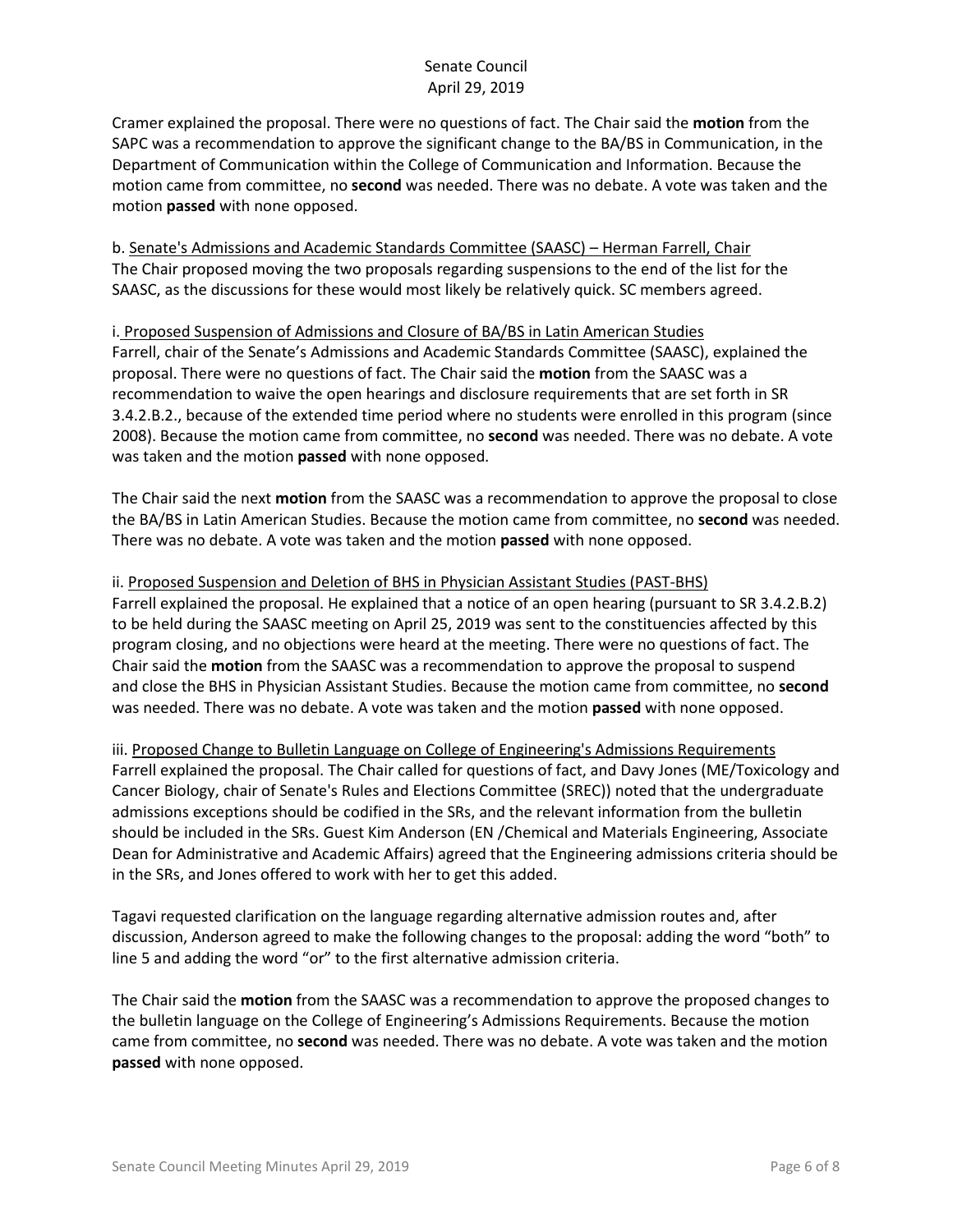Cramer explained the proposal. There were no questions of fact. The Chair said the **motion** from the SAPC was a recommendation to approve the significant change to the BA/BS in Communication, in the Department of Communication within the College of Communication and Information. Because the motion came from committee, no **second** was needed. There was no debate. A vote was taken and the motion **passed** with none opposed.

b. Senate's Admissions and Academic Standards Committee (SAASC) – Herman Farrell, Chair

The Chair proposed moving the two proposals regarding suspensions to the end of the list for the SAASC, as the discussions for these would most likely be relatively quick. SC members agreed.

i. Proposed Suspension of Admissions and Closure of BA/BS in Latin American Studies

Farrell, chair of the Senate's Admissions and Academic Standards Committee (SAASC), explained the proposal. There were no questions of fact. The Chair said the **motion** from the SAASC was a recommendation to waive the open hearings and disclosure requirements that are set forth in SR 3.4.2.B.2., because of the extended time period where no students were enrolled in this program (since 2008). Because the motion came from committee, no **second** was needed. There was no debate. A vote was taken and the motion **passed** with none opposed.

The Chair said the next **motion** from the SAASC was a recommendation to approve the proposal to close the BA/BS in Latin American Studies. Because the motion came from committee, no **second** was needed. There was no debate. A vote was taken and the motion **passed** with none opposed.

ii. Proposed Suspension and Deletion of BHS in Physician Assistant Studies (PAST-BHS)

Farrell explained the proposal. He explained that a notice of an open hearing (pursuant to SR 3.4.2.B.2) to be held during the SAASC meeting on April 25, 2019 was sent to the constituencies affected by this program closing, and no objections were heard at the meeting. There were no questions of fact. The Chair said the **motion** from the SAASC was a recommendation to approve the proposal to suspend and close the BHS in Physician Assistant Studies. Because the motion came from committee, no **second** was needed. There was no debate. A vote was taken and the motion **passed** with none opposed.

iii. Proposed Change to Bulletin Language on College of Engineering's Admissions Requirements

Farrell explained the proposal. The Chair called for questions of fact, and Davy Jones (ME/Toxicology and Cancer Biology, chair of Senate's Rules and Elections Committee (SREC)) noted that the undergraduate admissions exceptions should be codified in the SRs, and the relevant information from the bulletin should be included in the SRs. Guest Kim Anderson (EN /Chemical and Materials Engineering, Associate Dean for Administrative and Academic Affairs) agreed that the Engineering admissions criteria should be in the SRs, and Jones offered to work with her to get this added.

Tagavi requested clarification on the language regarding alternative admission routes and, after discussion, Anderson agreed to make the following changes to the proposal: adding the word "both" to line 5 and adding the word "or" to the first alternative admission criteria.

The Chair said the **motion** from the SAASC was a recommendation to approve the proposed changes to the bulletin language on the College of Engineering's Admissions Requirements. Because the motion came from committee, no **second** was needed. There was no debate. A vote was taken and the motion **passed** with none opposed.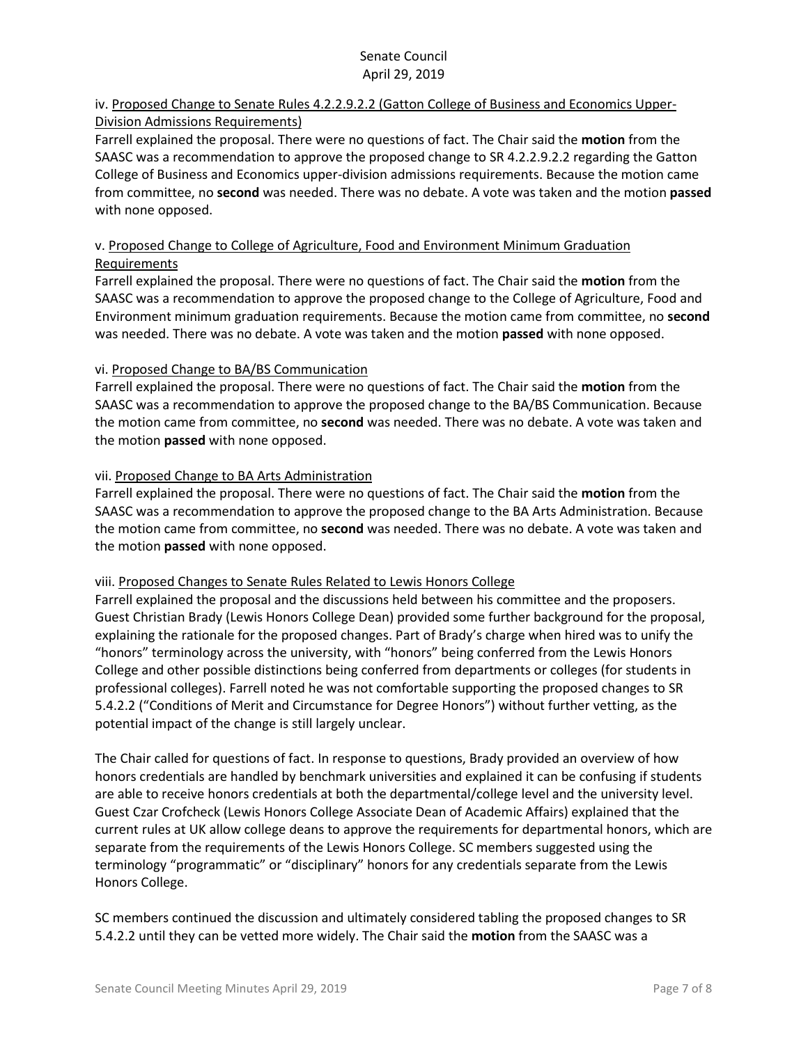iv. Proposed Change to Senate Rules 4.2.2.9.2.2 (Gatton College of Business and Economics Upper-Division Admissions Requirements)

Farrell explained the proposal. There were no questions of fact. The Chair said the **motion** from the SAASC was a recommendation to approve the proposed change to SR 4.2.2.9.2.2 regarding the Gatton College of Business and Economics upper-division admissions requirements. Because the motion came from committee, no **second** was needed. There was no debate. A vote was taken and the motion **passed** with none opposed.

v. Proposed Change to College of Agriculture, Food and Environment Minimum Graduation Requirements

Farrell explained the proposal. There were no questions of fact. The Chair said the **motion** from the SAASC was a recommendation to approve the proposed change to the College of Agriculture, Food and Environment minimum graduation requirements. Because the motion came from committee, no **second** was needed. There was no debate. A vote was taken and the motion **passed** with none opposed.

vi. Proposed Change to BA/BS Communication

Farrell explained the proposal. There were no questions of fact. The Chair said the **motion** from the SAASC was a recommendation to approve the proposed change to the BA/BS Communication. Because the motion came from committee, no **second** was needed. There was no debate. A vote was taken and the motion **passed** with none opposed.

vii. Proposed Change to BA Arts Administration

Farrell explained the proposal. There were no questions of fact. The Chair said the **motion** from the SAASC was a recommendation to approve the proposed change to the BA Arts Administration. Because the motion came from committee, no **second** was needed. There was no debate. A vote was taken and the motion **passed** with none opposed.

viii. Proposed Changes to Senate Rules Related to Lewis Honors College

Farrell explained the proposal and the discussions held between his committee and the proposers. Guest Christian Brady (Lewis Honors College Dean) provided some further background for the proposal, explaining the rationale for the proposed changes. Part of Brady's charge when hired was to unify the "honors" terminology across the university, with "honors" being conferred from the Lewis Honors College and other possible distinctions being conferred from departments or colleges (for students in professional colleges). Farrell noted he was not comfortable supporting the proposed changes to SR 5.4.2.2 ("Conditions of Merit and Circumstance for Degree Honors") without further vetting, as the potential impact of the change is still largely unclear.

The Chair called for questions of fact. In response to questions, Brady provided an overview of how honors credentials are handled by benchmark universities and explained it can be confusing if students are able to receive honors credentials at both the departmental/college level and the university level. Guest Czar Crofcheck (Lewis Honors College Associate Dean of Academic Affairs) explained that the current rules at UK allow college deans to approve the requirements for departmental honors, which are separate from the requirements of the Lewis Honors College. SC members suggested using the terminology "programmatic" or "disciplinary" honors for any credentials separate from the Lewis Honors College.

SC members continued the discussion and ultimately considered tabling the proposed changes to SR 5.4.2.2 until they can be vetted more widely. The Chair said the **motion** from the SAASC was a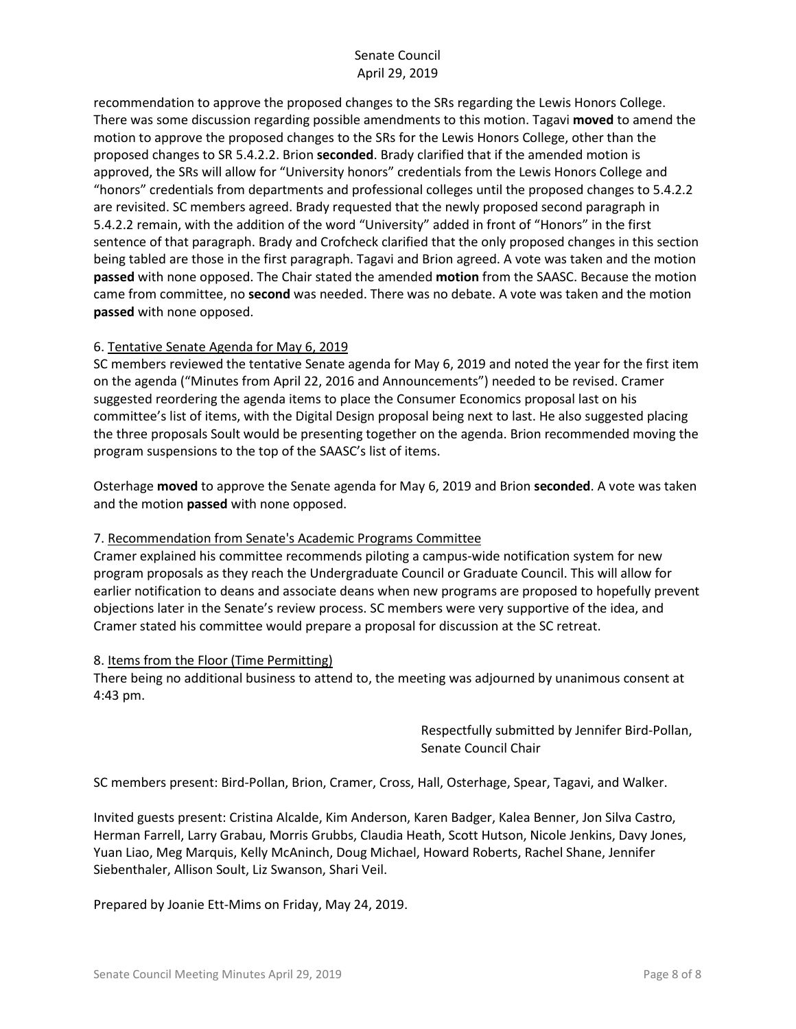recommendation to approve the proposed changes to the SRs regarding the Lewis Honors College. There was some discussion regarding possible amendments to this motion. Tagavi **moved** to amend the motion to approve the proposed changes to the SRs for the Lewis Honors College, other than the proposed changes to SR 5.4.2.2. Brion **seconded**. Brady clarified that if the amended motion is approved, the SRs will allow for "University honors" credentials from the Lewis Honors College and "honors" credentials from departments and professional colleges until the proposed changes to 5.4.2.2 are revisited. SC members agreed. Brady requested that the newly proposed second paragraph in 5.4.2.2 remain, with the addition of the word "University" added in front of "Honors" in the first sentence of that paragraph. Brady and Crofcheck clarified that the only proposed changes in this section being tabled are those in the first paragraph. Tagavi and Brion agreed. A vote was taken and the motion **passed** with none opposed. The Chair stated the amended **motion** from the SAASC. Because the motion came from committee, no **second** was needed. There was no debate. A vote was taken and the motion **passed** with none opposed.

6. Tentative Senate Agenda for May 6, 2019

SC members reviewed the tentative Senate agenda for May 6, 2019 and noted the year for the first item on the agenda ("Minutes from April 22, 2016 and Announcements") needed to be revised. Cramer suggested reordering the agenda items to place the Consumer Economics proposal last on his committee's list of items, with the Digital Design proposal being next to last. He also suggested placing the three proposals Soult would be presenting together on the agenda. Brion recommended moving the program suspensions to the top of the SAASC's list of items.

Osterhage **moved** to approve the Senate agenda for May 6, 2019 and Brion **seconded**. A vote was taken and the motion **passed** with none opposed.

7. Recommendation from Senate's Academic Programs Committee

Cramer explained his committee recommends piloting a campus-wide notification system for new program proposals as they reach the Undergraduate Council or Graduate Council. This will allow for earlier notification to deans and associate deans when new programs are proposed to hopefully prevent objections later in the Senate's review process. SC members were very supportive of the idea, and Cramer stated his committee would prepare a proposal for discussion at the SC retreat.

8. Items from the Floor (Time Permitting)

There being no additional business to attend to, the meeting was adjourned by unanimous consent at 4:43 pm.

Respectfully submitted by Jennifer Bird-Pollan,
Senate Council Chair

SC members present: Bird-Pollan, Brion, Cramer, Cross, Hall, Osterhage, Spear, Tagavi, and Walker.

Invited guests present: Cristina Alcalde, Kim Anderson, Karen Badger, Kalea Benner, Jon Silva Castro, Herman Farrell, Larry Grabau, Morris Grubbs, Claudia Heath, Scott Hutson, Nicole Jenkins, Davy Jones, Yuan Liao, Meg Marquis, Kelly McAninch, Doug Michael, Howard Roberts, Rachel Shane, Jennifer Siebenthaler, Allison Soult, Liz Swanson, Shari Veil.

Prepared by Joanie Ett-Mims on Friday, May 24, 2019.